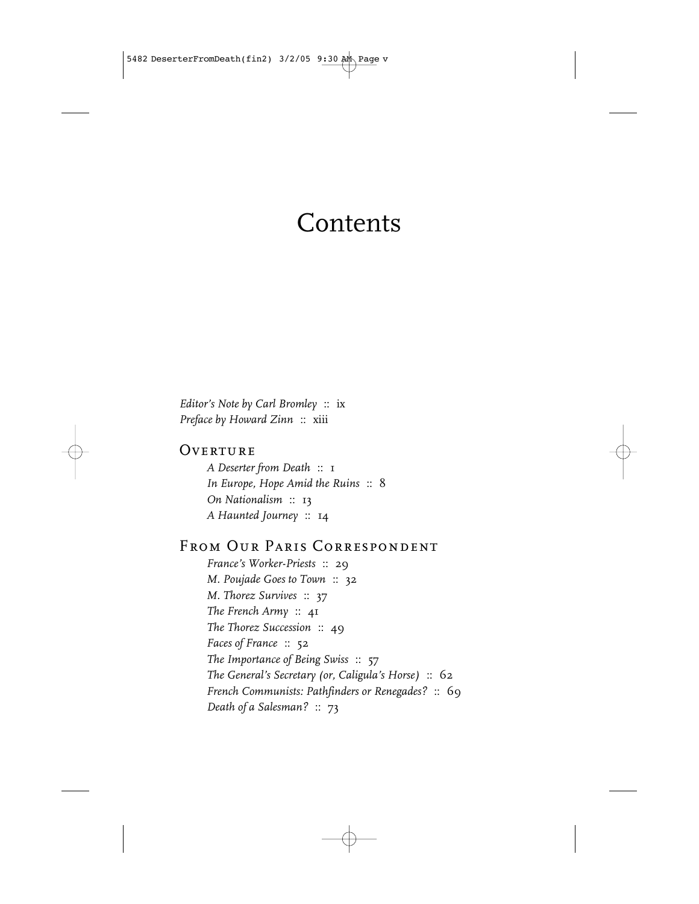# Contents

*Editor's Note by Carl Bromley* :: ix
*Preface by Howard Zinn* :: xiii

## Overture

*A Deserter from Death* :: 1
*In Europe, Hope Amid the Ruins* :: 8
*On Nationalism* :: 13
*A Haunted Journey* :: 14

## From Our Paris Correspondent

*France's Worker-Priests* :: 29
*M. Poujade Goes to Town* :: 32
*M. Thorez Survives* :: 37
*The French Army* :: 41
*The Thorez Succession* :: 49
*Faces of France* :: 52
*The Importance of Being Swiss* :: 57
*The General's Secretary (or, Caligula's Horse)* :: 62
*French Communists: Pathfinders or Renegades?* :: 69
*Death of a Salesman?* :: 73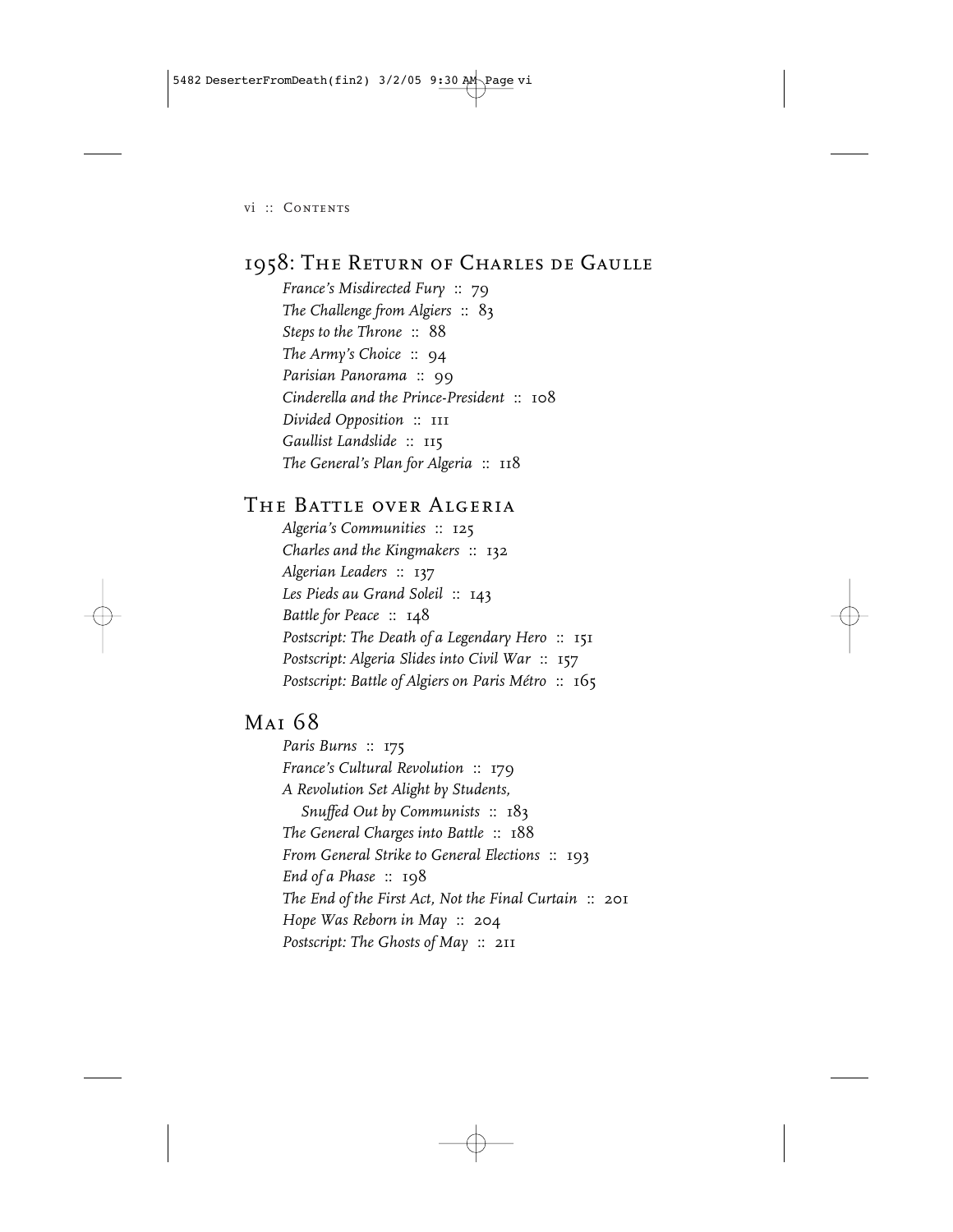## 1958: The Return of Charles de Gaulle

*France's Misdirected Fury* :: 79
*The Challenge from Algiers* :: 83
*Steps to the Throne* :: 88
*The Army's Choice* :: 94
*Parisian Panorama* :: 99
*Cinderella and the Prince-President* :: 108
*Divided Opposition* :: 111
*Gaullist Landslide* :: 115
*The General's Plan for Algeria* :: 118

## The Battle over Algeria

*Algeria's Communities* :: 125
*Charles and the Kingmakers* :: 132
*Algerian Leaders* :: 137
*Les Pieds au Grand Soleil* :: 143
*Battle for Peace* :: 148
*Postscript: The Death of a Legendary Hero* :: 151
*Postscript: Algeria Slides into Civil War* :: 157
*Postscript: Battle of Algiers on Paris Métro* :: 165

## Mai 68

*Paris Burns* :: 175
*France's Cultural Revolution* :: 179
*A Revolution Set Alight by Students, Snuffed Out by Communists* :: 183
*The General Charges into Battle* :: 188
*From General Strike to General Elections* :: 193
*End of a Phase* :: 198
*The End of the First Act, Not the Final Curtain* :: 201
*Hope Was Reborn in May* :: 204
*Postscript: The Ghosts of May* :: 211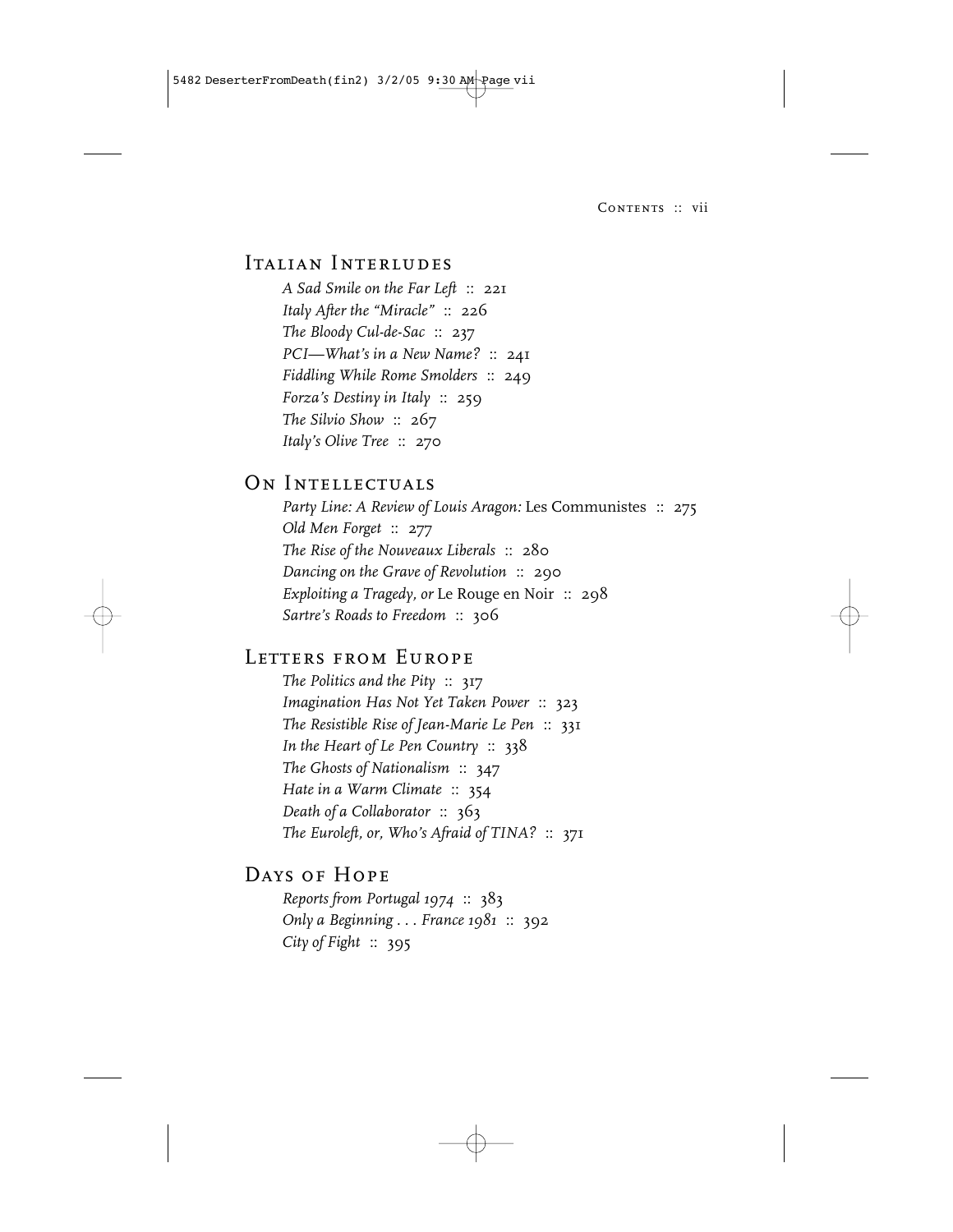## Italian Interludes

*A Sad Smile on the Far Left* :: 221
*Italy After the "Miracle"* :: 226
*The Bloody Cul-de-Sac* :: 237
*PCI—What's in a New Name?* :: 241
*Fiddling While Rome Smolders* :: 249
*Forza's Destiny in Italy* :: 259
*The Silvio Show* :: 267
*Italy's Olive Tree* :: 270

## On Intellectuals

*Party Line: A Review of Louis Aragon:* Les Communistes :: 275
*Old Men Forget* :: 277
*The Rise of the Nouveaux Liberals* :: 280
*Dancing on the Grave of Revolution* :: 290
*Exploiting a Tragedy, or* Le Rouge en Noir :: 298
*Sartre's Roads to Freedom* :: 306

## Letters from Europe

*The Politics and the Pity* :: 317
*Imagination Has Not Yet Taken Power* :: 323
*The Resistible Rise of Jean-Marie Le Pen* :: 331
*In the Heart of Le Pen Country* :: 338
*The Ghosts of Nationalism* :: 347
*Hate in a Warm Climate* :: 354
*Death of a Collaborator* :: 363
*The Euroleft, or, Who's Afraid of TINA?* :: 371

## Days of Hope

*Reports from Portugal 1974* :: 383
*Only a Beginning . . . France 1981* :: 392
*City of Fight* :: 395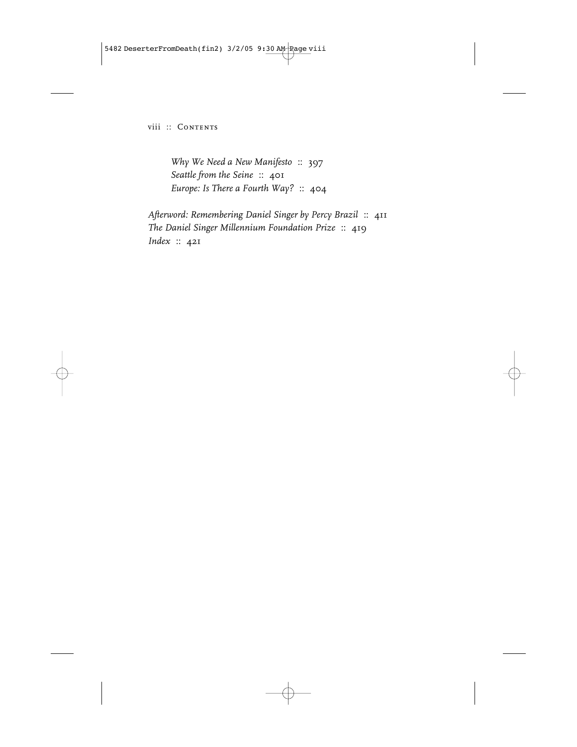*Why We Need a New Manifesto* :: 397
*Seattle from the Seine* :: 401
*Europe: Is There a Fourth Way?* :: 404

*Afterword: Remembering Daniel Singer by Percy Brazil* :: 411
*The Daniel Singer Millennium Foundation Prize* :: 419
*Index* :: 421